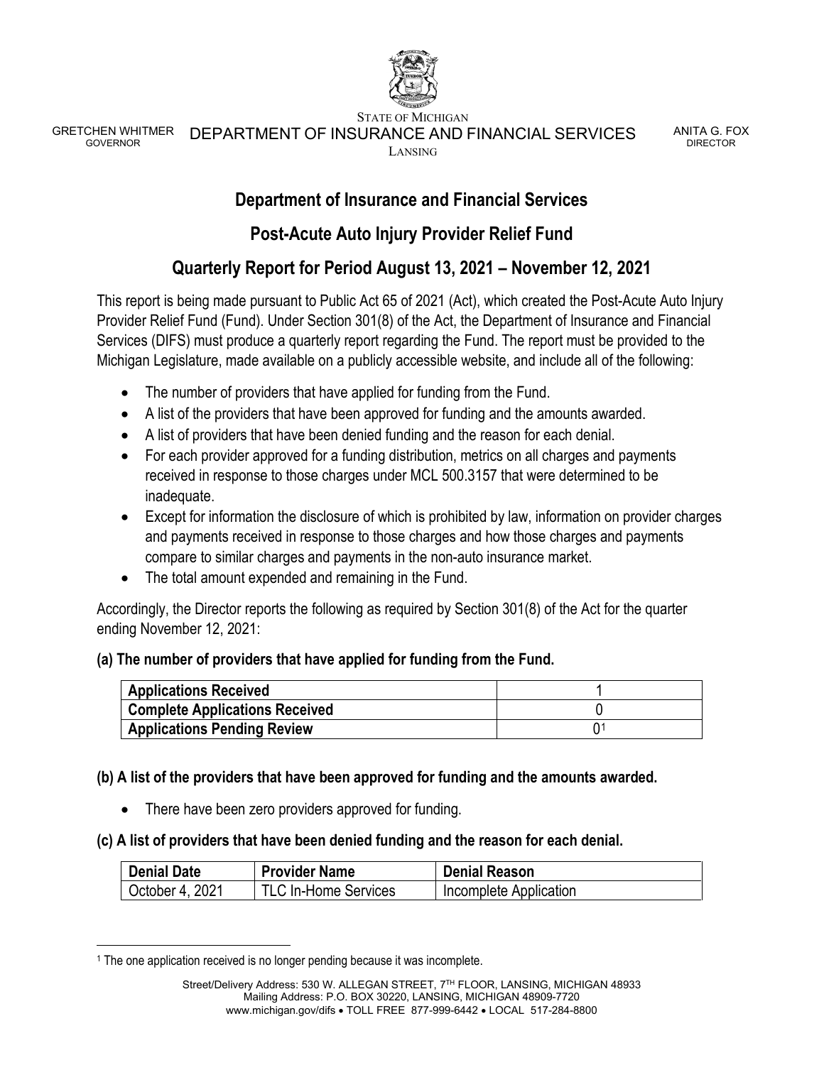STATE OF MICHIGAN

GRETCHEN WHITMER
GOVERNOR

DEPARTMENT OF INSURANCE AND FINANCIAL SERVICES
LANSING

ANITA G. FOX
DIRECTOR

# Department of Insurance and Financial Services

## Post-Acute Auto Injury Provider Relief Fund

## Quarterly Report for Period August 13, 2021 – November 12, 2021

This report is being made pursuant to Public Act 65 of 2021 (Act), which created the Post-Acute Auto Injury Provider Relief Fund (Fund). Under Section 301(8) of the Act, the Department of Insurance and Financial Services (DIFS) must produce a quarterly report regarding the Fund. The report must be provided to the Michigan Legislature, made available on a publicly accessible website, and include all of the following:

- The number of providers that have applied for funding from the Fund.
- A list of the providers that have been approved for funding and the amounts awarded.
- A list of providers that have been denied funding and the reason for each denial.
- For each provider approved for a funding distribution, metrics on all charges and payments received in response to those charges under MCL 500.3157 that were determined to be inadequate.
- Except for information the disclosure of which is prohibited by law, information on provider charges and payments received in response to those charges and how those charges and payments compare to similar charges and payments in the non-auto insurance market.
- The total amount expended and remaining in the Fund.

Accordingly, the Director reports the following as required by Section 301(8) of the Act for the quarter ending November 12, 2021:

### (a) The number of providers that have applied for funding from the Fund.

| | |
|---|---|
| **Applications Received** | 1 |
| **Complete Applications Received** | 0 |
| **Applications Pending Review** | 0[1] |

### (b) A list of the providers that have been approved for funding and the amounts awarded.

- There have been zero providers approved for funding.

### (c) A list of providers that have been denied funding and the reason for each denial.

| Denial Date | Provider Name | Denial Reason |
|---|---|---|
| October 4, 2021 | TLC In-Home Services | Incomplete Application |

[1] The one application received is no longer pending because it was incomplete.

Street/Delivery Address: 530 W. ALLEGAN STREET, 7TH FLOOR, LANSING, MICHIGAN 48933
Mailing Address: P.O. BOX 30220, LANSING, MICHIGAN 48909-7720
www.michigan.gov/difs • TOLL FREE 877-999-6442 • LOCAL 517-284-8800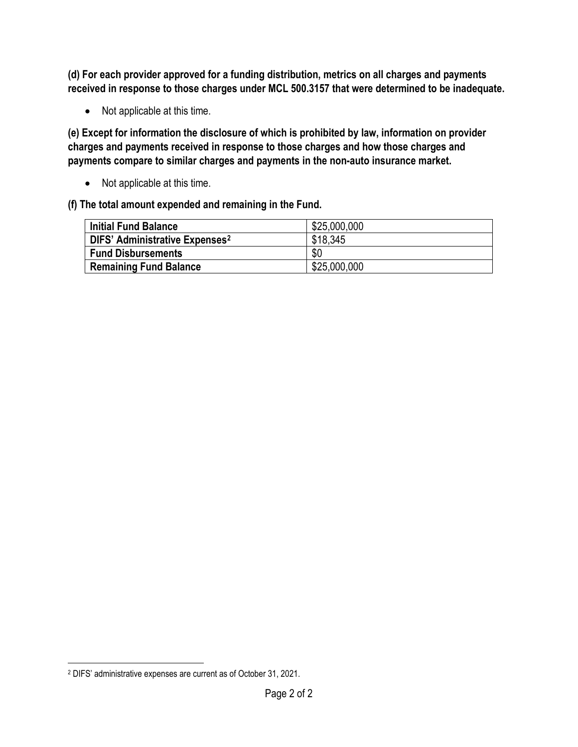**(d) For each provider approved for a funding distribution, metrics on all charges and payments received in response to those charges under MCL 500.3157 that were determined to be inadequate.**

- Not applicable at this time.

**(e) Except for information the disclosure of which is prohibited by law, information on provider charges and payments received in response to those charges and how those charges and payments compare to similar charges and payments in the non-auto insurance market.**

- Not applicable at this time.

**(f) The total amount expended and remaining in the Fund.**

| | |
|---|---|
| **Initial Fund Balance** | $25,000,000 |
| **DIFS' Administrative Expenses[2]** | $18,345 |
| **Fund Disbursements** | $0 |
| **Remaining Fund Balance** | $25,000,000 |

[2] DIFS' administrative expenses are current as of October 31, 2021.